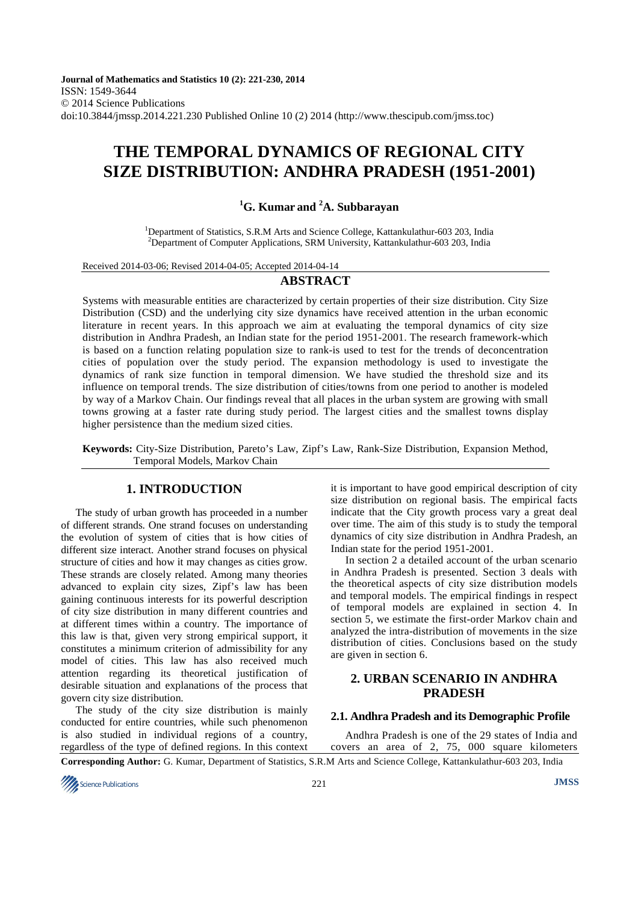Journal of Mathematics and Statistics 10 (2): 221-230, 2014
ISSN: 1549-3644
© 2014 Science Publications
doi:10.3844/jmssp.2014.221.230 Published Online 10 (2) 2014 (http://www.thescipub.com/jmss.toc)

# THE TEMPORAL DYNAMICS OF REGIONAL CITY SIZE DISTRIBUTION: ANDHRA PRADESH (1951-2001)

**[1]G. Kumar and [2]A. Subbarayan**

[1]Department of Statistics, S.R.M Arts and Science College, Kattankulathur-603 203, India
[2]Department of Computer Applications, SRM University, Kattankulathur-603 203, India

Received 2014-03-06; Revised 2014-04-05; Accepted 2014-04-14

## ABSTRACT

Systems with measurable entities are characterized by certain properties of their size distribution. City Size Distribution (CSD) and the underlying city size dynamics have received attention in the urban economic literature in recent years. In this approach we aim at evaluating the temporal dynamics of city size distribution in Andhra Pradesh, an Indian state for the period 1951-2001. The research framework-which is based on a function relating population size to rank-is used to test for the trends of deconcentration cities of population over the study period. The expansion methodology is used to investigate the dynamics of rank size function in temporal dimension. We have studied the threshold size and its influence on temporal trends. The size distribution of cities/towns from one period to another is modeled by way of a Markov Chain. Our findings reveal that all places in the urban system are growing with small towns growing at a faster rate during study period. The largest cities and the smallest towns display higher persistence than the medium sized cities.

**Keywords:** City-Size Distribution, Pareto's Law, Zipf's Law, Rank-Size Distribution, Expansion Method, Temporal Models, Markov Chain

## 1. INTRODUCTION

The study of urban growth has proceeded in a number of different strands. One strand focuses on understanding the evolution of system of cities that is how cities of different size interact. Another strand focuses on physical structure of cities and how it may changes as cities grow. These strands are closely related. Among many theories advanced to explain city sizes, Zipf's law has been gaining continuous interests for its powerful description of city size distribution in many different countries and at different times within a country. The importance of this law is that, given very strong empirical support, it constitutes a minimum criterion of admissibility for any model of cities. This law has also received much attention regarding its theoretical justification of desirable situation and explanations of the process that govern city size distribution.

The study of the city size distribution is mainly conducted for entire countries, while such phenomenon is also studied in individual regions of a country, regardless of the type of defined regions. In this context it is important to have good empirical description of city size distribution on regional basis. The empirical facts indicate that the City growth process vary a great deal over time. The aim of this study is to study the temporal dynamics of city size distribution in Andhra Pradesh, an Indian state for the period 1951-2001.

In section 2 a detailed account of the urban scenario in Andhra Pradesh is presented. Section 3 deals with the theoretical aspects of city size distribution models and temporal models. The empirical findings in respect of temporal models are explained in section 4. In section 5, we estimate the first-order Markov chain and analyzed the intra-distribution of movements in the size distribution of cities. Conclusions based on the study are given in section 6.

## 2. URBAN SCENARIO IN ANDHRA PRADESH

### 2.1. Andhra Pradesh and its Demographic Profile

Andhra Pradesh is one of the 29 states of India and covers an area of 2, 75, 000 square kilometers

**Corresponding Author:** G. Kumar, Department of Statistics, S.R.M Arts and Science College, Kattankulathur-603 203, India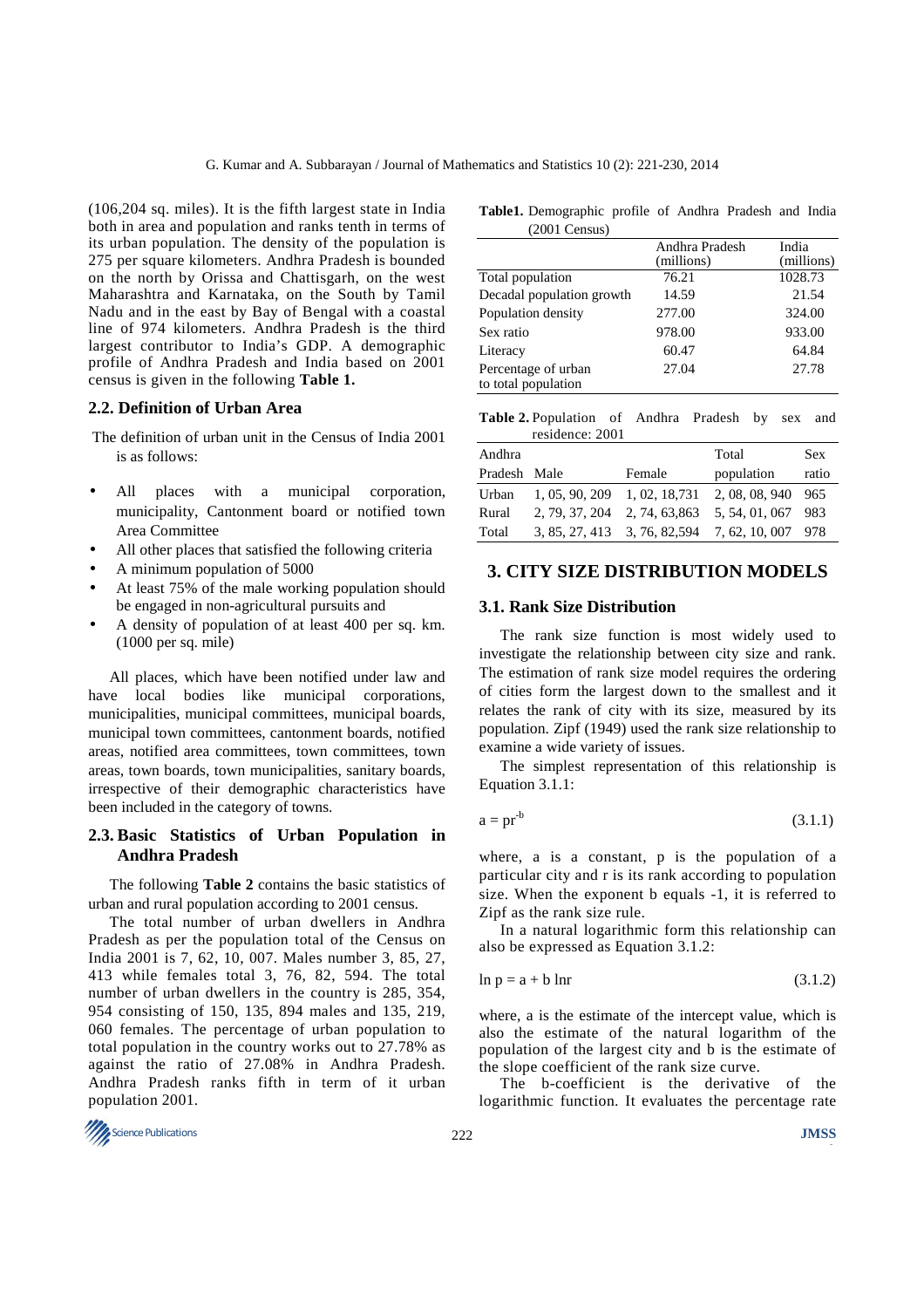(106,204 sq. miles). It is the fifth largest state in India both in area and population and ranks tenth in terms of its urban population. The density of the population is 275 per square kilometers. Andhra Pradesh is bounded on the north by Orissa and Chattisgarh, on the west Maharashtra and Karnataka, on the South by Tamil Nadu and in the east by Bay of Bengal with a coastal line of 974 kilometers. Andhra Pradesh is the third largest contributor to India's GDP. A demographic profile of Andhra Pradesh and India based on 2001 census is given in the following **Table 1.**

### 2.2. Definition of Urban Area

The definition of urban unit in the Census of India 2001 is as follows:

- All places with a municipal corporation, municipality, Cantonment board or notified town Area Committee
- All other places that satisfied the following criteria
- A minimum population of 5000
- At least 75% of the male working population should be engaged in non-agricultural pursuits and
- A density of population of at least 400 per sq. km. (1000 per sq. mile)

All places, which have been notified under law and have local bodies like municipal corporations, municipalities, municipal committees, municipal boards, municipal town committees, cantonment boards, notified areas, notified area committees, town committees, town areas, town boards, town municipalities, sanitary boards, irrespective of their demographic characteristics have been included in the category of towns.

### 2.3. Basic Statistics of Urban Population in Andhra Pradesh

The following **Table 2** contains the basic statistics of urban and rural population according to 2001 census.

The total number of urban dwellers in Andhra Pradesh as per the population total of the Census on India 2001 is 7, 62, 10, 007. Males number 3, 85, 27, 413 while females total 3, 76, 82, 594. The total number of urban dwellers in the country is 285, 354, 954 consisting of 150, 135, 894 males and 135, 219, 060 females. The percentage of urban population to total population in the country works out to 27.78% as against the ratio of 27.08% in Andhra Pradesh. Andhra Pradesh ranks fifth in term of it urban population 2001.

**Table1.** Demographic profile of Andhra Pradesh and India (2001 Census)

| | Andhra Pradesh (millions) | India (millions) |
|---|---|---|
| Total population | 76.21 | 1028.73 |
| Decadal population growth | 14.59 | 21.54 |
| Population density | 277.00 | 324.00 |
| Sex ratio | 978.00 | 933.00 |
| Literacy | 60.47 | 64.84 |
| Percentage of urban to total population | 27.04 | 27.78 |

**Table 2.** Population of Andhra Pradesh by sex and residence: 2001

| Andhra Pradesh | Male | Female | Total population | Sex ratio |
|---|---|---|---|---|
| Urban | 1, 05, 90, 209 | 1, 02, 18,731 | 2, 08, 08, 940 | 965 |
| Rural | 2, 79, 37, 204 | 2, 74, 63,863 | 5, 54, 01, 067 | 983 |
| Total | 3, 85, 27, 413 | 3, 76, 82,594 | 7, 62, 10, 007 | 978 |

## 3. CITY SIZE DISTRIBUTION MODELS

### 3.1. Rank Size Distribution

The rank size function is most widely used to investigate the relationship between city size and rank. The estimation of rank size model requires the ordering of cities form the largest down to the smallest and it relates the rank of city with its size, measured by its population. Zipf (1949) used the rank size relationship to examine a wide variety of issues.

The simplest representation of this relationship is Equation 3.1.1:

$$a = pr^{-b} \tag{3.1.1}$$

where, a is a constant, p is the population of a particular city and r is its rank according to population size. When the exponent b equals -1, it is referred to Zipf as the rank size rule.

In a natural logarithmic form this relationship can also be expressed as Equation 3.1.2:

$$\ln p = a + b \ln r \tag{3.1.2}$$

where, a is the estimate of the intercept value, which is also the estimate of the natural logarithm of the population of the largest city and b is the estimate of the slope coefficient of the rank size curve.

The b-coefficient is the derivative of the logarithmic function. It evaluates the percentage rate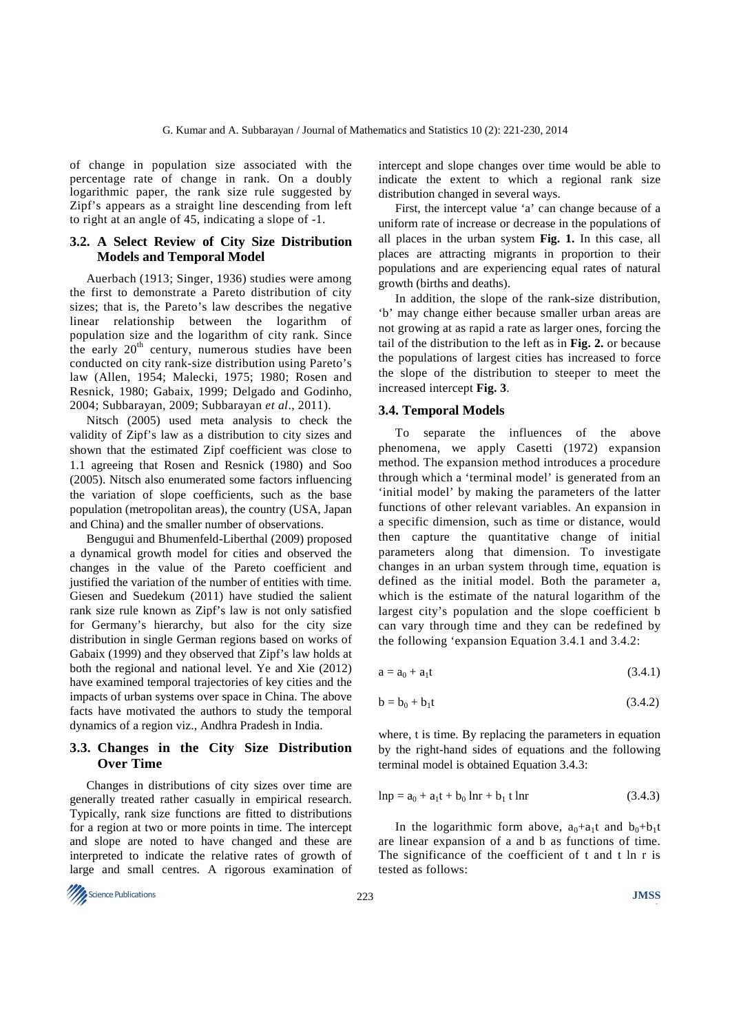of change in population size associated with the percentage rate of change in rank. On a doubly logarithmic paper, the rank size rule suggested by Zipf's appears as a straight line descending from left to right at an angle of 45, indicating a slope of -1.

### 3.2. A Select Review of City Size Distribution Models and Temporal Model

Auerbach (1913; Singer, 1936) studies were among the first to demonstrate a Pareto distribution of city sizes; that is, the Pareto's law describes the negative linear relationship between the logarithm of population size and the logarithm of city rank. Since the early 20th century, numerous studies have been conducted on city rank-size distribution using Pareto's law (Allen, 1954; Malecki, 1975; 1980; Rosen and Resnick, 1980; Gabaix, 1999; Delgado and Godinho, 2004; Subbarayan, 2009; Subbarayan *et al*., 2011).

Nitsch (2005) used meta analysis to check the validity of Zipf's law as a distribution to city sizes and shown that the estimated Zipf coefficient was close to 1.1 agreeing that Rosen and Resnick (1980) and Soo (2005). Nitsch also enumerated some factors influencing the variation of slope coefficients, such as the base population (metropolitan areas), the country (USA, Japan and China) and the smaller number of observations.

Bengugui and Bhumenfeld-Liberthal (2009) proposed a dynamical growth model for cities and observed the changes in the value of the Pareto coefficient and justified the variation of the number of entities with time. Giesen and Suedekum (2011) have studied the salient rank size rule known as Zipf's law is not only satisfied for Germany's hierarchy, but also for the city size distribution in single German regions based on works of Gabaix (1999) and they observed that Zipf's law holds at both the regional and national level. Ye and Xie (2012) have examined temporal trajectories of key cities and the impacts of urban systems over space in China. The above facts have motivated the authors to study the temporal dynamics of a region viz., Andhra Pradesh in India.

### 3.3. Changes in the City Size Distribution Over Time

Changes in distributions of city sizes over time are generally treated rather casually in empirical research. Typically, rank size functions are fitted to distributions for a region at two or more points in time. The intercept and slope are noted to have changed and these are interpreted to indicate the relative rates of growth of large and small centres. A rigorous examination of intercept and slope changes over time would be able to indicate the extent to which a regional rank size distribution changed in several ways.

First, the intercept value 'a' can change because of a uniform rate of increase or decrease in the populations of all places in the urban system **Fig. 1.** In this case, all places are attracting migrants in proportion to their populations and are experiencing equal rates of natural growth (births and deaths).

In addition, the slope of the rank-size distribution, 'b' may change either because smaller urban areas are not growing at as rapid a rate as larger ones, forcing the tail of the distribution to the left as in **Fig. 2.** or because the populations of largest cities has increased to force the slope of the distribution to steeper to meet the increased intercept **Fig. 3**.

### 3.4. Temporal Models

To separate the influences of the above phenomena, we apply Casetti (1972) expansion method. The expansion method introduces a procedure through which a 'terminal model' is generated from an 'initial model' by making the parameters of the latter functions of other relevant variables. An expansion in a specific dimension, such as time or distance, would then capture the quantitative change of initial parameters along that dimension. To investigate changes in an urban system through time, equation is defined as the initial model. Both the parameter a, which is the estimate of the natural logarithm of the largest city's population and the slope coefficient b can vary through time and they can be redefined by the following 'expansion Equation 3.4.1 and 3.4.2:

$$a = a_0 + a_1 t \tag{3.4.1}$$

$$b = b_0 + b_1 t \tag{3.4.2}$$

where, t is time. By replacing the parameters in equation by the right-hand sides of equations and the following terminal model is obtained Equation 3.4.3:

$$\ln p = a_0 + a_1 t + b_0 \ln r + b_1 t \ln r \tag{3.4.3}$$

In the logarithmic form above, $a_0 + a_1 t$ and $b_0 + b_1 t$ are linear expansion of a and b as functions of time. The significance of the coefficient of t and t ln r is tested as follows: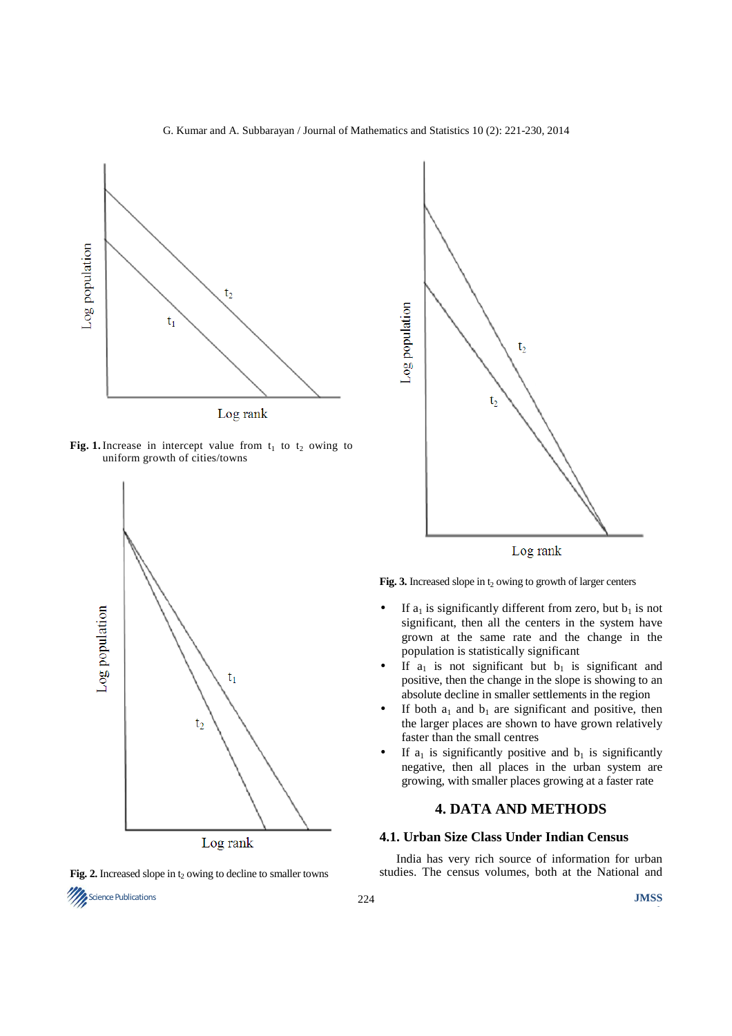**Fig. 1.** Increase in intercept value from $t_1$ to $t_2$ owing to uniform growth of cities/towns

**Fig. 2.** Increased slope in $t_2$ owing to decline to smaller towns

**Fig. 3.** Increased slope in $t_2$ owing to growth of larger centers

- If $a_1$ is significantly different from zero, but $b_1$ is not significant, then all the centers in the system have grown at the same rate and the change in the population is statistically significant
- If $a_1$ is not significant but $b_1$ is significant and positive, then the change in the slope is showing to an absolute decline in smaller settlements in the region
- If both $a_1$ and $b_1$ are significant and positive, then the larger places are shown to have grown relatively faster than the small centres
- If $a_1$ is significantly positive and $b_1$ is significantly negative, then all places in the urban system are growing, with smaller places growing at a faster rate

## 4. DATA AND METHODS

### 4.1. Urban Size Class Under Indian Census

India has very rich source of information for urban studies. The census volumes, both at the National and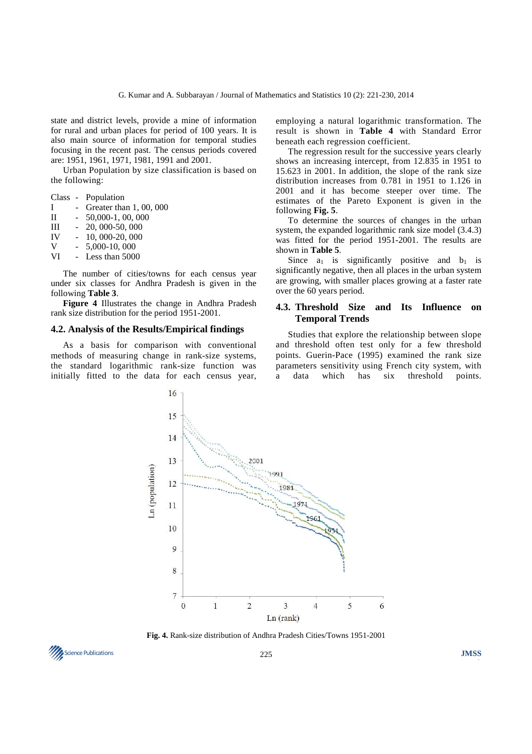state and district levels, provide a mine of information for rural and urban places for period of 100 years. It is also main source of information for temporal studies focusing in the recent past. The census periods covered are: 1951, 1961, 1971, 1981, 1991 and 2001.

Urban Population by size classification is based on the following:

| Class | - | Population |
|---|---|---|
| I | - | Greater than 1, 00, 000 |
| II | - | 50,000-1, 00, 000 |
| III | - | 20, 000-50, 000 |
| IV | - | 10, 000-20, 000 |
| V | - | 5,000-10, 000 |
| VI | - | Less than 5000 |

The number of cities/towns for each census year under six classes for Andhra Pradesh is given in the following **Table 3**.

**Figure 4** Illustrates the change in Andhra Pradesh rank size distribution for the period 1951-2001.

### 4.2. Analysis of the Results/Empirical findings

As a basis for comparison with conventional methods of measuring change in rank-size systems, the standard logarithmic rank-size function was initially fitted to the data for each census year, employing a natural logarithmic transformation. The result is shown in **Table 4** with Standard Error beneath each regression coefficient.

The regression result for the successive years clearly shows an increasing intercept, from 12.835 in 1951 to 15.623 in 2001. In addition, the slope of the rank size distribution increases from 0.781 in 1951 to 1.126 in 2001 and it has become steeper over time. The estimates of the Pareto Exponent is given in the following **Fig. 5**.

To determine the sources of changes in the urban system, the expanded logarithmic rank size model (3.4.3) was fitted for the period 1951-2001. The results are shown in **Table 5**.

Since $a_1$ is significantly positive and $b_1$ is significantly negative, then all places in the urban system are growing, with smaller places growing at a faster rate over the 60 years period.

### 4.3. Threshold Size and Its Influence on Temporal Trends

Studies that explore the relationship between slope and threshold often test only for a few threshold points. Guerin-Pace (1995) examined the rank size parameters sensitivity using French city system, with a data which has six threshold points.

**Fig. 4.** Rank-size distribution of Andhra Pradesh Cities/Towns 1951-2001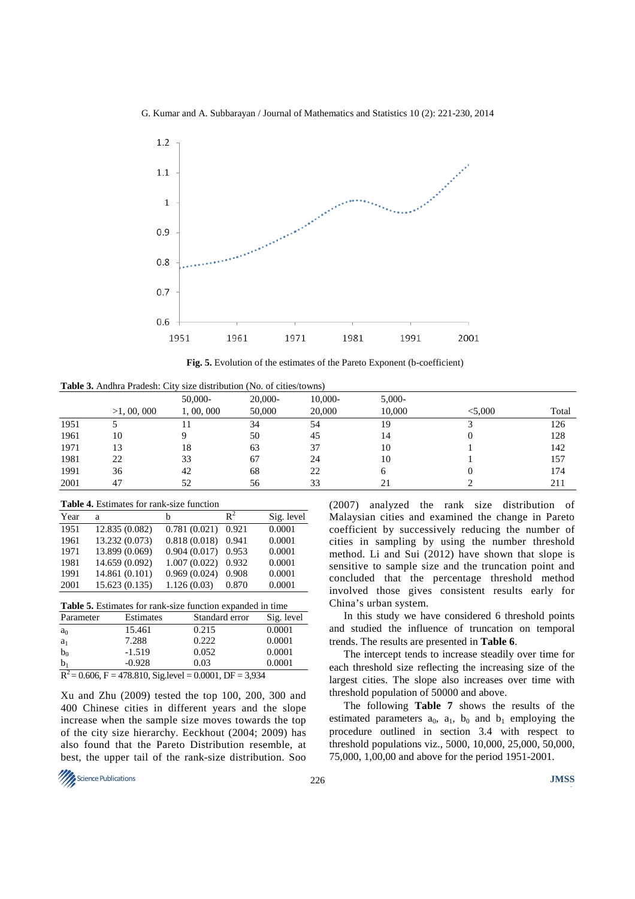**Fig. 5.** Evolution of the estimates of the Pareto Exponent (b-coefficient)

**Table 3.** Andhra Pradesh: City size distribution (No. of cities/towns)

| | >1, 00, 000 | 50,000-1, 00, 000 | 20,000-50,000 | 10,000-20,000 | 5,000-10,000 | <5,000 | Total |
|---|---|---|---|---|---|---|---|
| 1951 | 5 | 11 | 34 | 54 | 19 | 3 | 126 |
| 1961 | 10 | 9 | 50 | 45 | 14 | 0 | 128 |
| 1971 | 13 | 18 | 63 | 37 | 10 | 1 | 142 |
| 1981 | 22 | 33 | 67 | 24 | 10 | 1 | 157 |
| 1991 | 36 | 42 | 68 | 22 | 6 | 0 | 174 |
| 2001 | 47 | 52 | 56 | 33 | 21 | 2 | 211 |

**Table 4.** Estimates for rank-size function

| Year | a | b | $R^2$ | Sig. level |
|---|---|---|---|---|
| 1951 | 12.835 (0.082) | 0.781 (0.021) | 0.921 | 0.0001 |
| 1961 | 13.232 (0.073) | 0.818 (0.018) | 0.941 | 0.0001 |
| 1971 | 13.899 (0.069) | 0.904 (0.017) | 0.953 | 0.0001 |
| 1981 | 14.659 (0.092) | 1.007 (0.022) | 0.932 | 0.0001 |
| 1991 | 14.861 (0.101) | 0.969 (0.024) | 0.908 | 0.0001 |
| 2001 | 15.623 (0.135) | 1.126 (0.03) | 0.870 | 0.0001 |

**Table 5.** Estimates for rank-size function expanded in time

| Parameter | Estimates | Standard error | Sig. level |
|---|---|---|---|
| $a_0$ | 15.461 | 0.215 | 0.0001 |
| $a_1$ | 7.288 | 0.222 | 0.0001 |
| $b_0$ | -1.519 | 0.052 | 0.0001 |
| $b_1$ | -0.928 | 0.03 | 0.0001 |

$R^2 = 0.606$, F = 478.810, Sig.level = 0.0001, DF = 3,934

Xu and Zhu (2009) tested the top 100, 200, 300 and 400 Chinese cities in different years and the slope increase when the sample size moves towards the top of the city size hierarchy. Eeckhout (2004; 2009) has also found that the Pareto Distribution resemble, at best, the upper tail of the rank-size distribution. Soo (2007) analyzed the rank size distribution of Malaysian cities and examined the change in Pareto coefficient by successively reducing the number of cities in sampling by using the number threshold method. Li and Sui (2012) have shown that slope is sensitive to sample size and the truncation point and concluded that the percentage threshold method involved those gives consistent results early for China's urban system.

In this study we have considered 6 threshold points and studied the influence of truncation on temporal trends. The results are presented in **Table 6**.

The intercept tends to increase steadily over time for each threshold size reflecting the increasing size of the largest cities. The slope also increases over time with threshold population of 50000 and above.

The following **Table 7** shows the results of the estimated parameters $a_0$, $a_1$, $b_0$ and $b_1$ employing the procedure outlined in section 3.4 with respect to threshold populations viz., 5000, 10,000, 25,000, 50,000, 75,000, 1,00,00 and above for the period 1951-2001.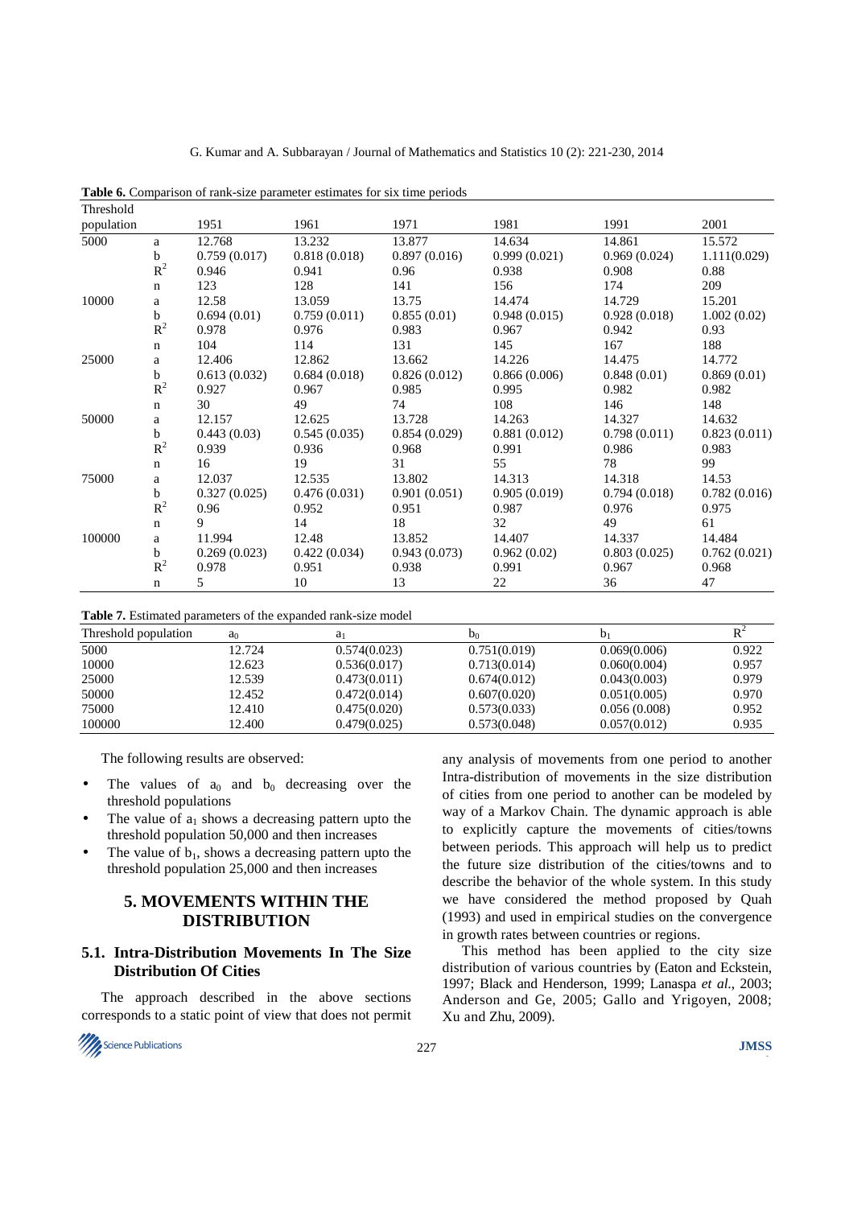**Table 6.** Comparison of rank-size parameter estimates for six time periods

| Threshold population | | 1951 | 1961 | 1971 | 1981 | 1991 | 2001 |
|---|---|---|---|---|---|---|---|
| 5000 | a | 12.768 | 13.232 | 13.877 | 14.634 | 14.861 | 15.572 |
| | b | 0.759 (0.017) | 0.818 (0.018) | 0.897 (0.016) | 0.999 (0.021) | 0.969 (0.024) | 1.111(0.029) |
| | $R^2$ | 0.946 | 0.941 | 0.96 | 0.938 | 0.908 | 0.88 |
| | n | 123 | 128 | 141 | 156 | 174 | 209 |
| 10000 | a | 12.58 | 13.059 | 13.75 | 14.474 | 14.729 | 15.201 |
| | b | 0.694 (0.01) | 0.759 (0.011) | 0.855 (0.01) | 0.948 (0.015) | 0.928 (0.018) | 1.002 (0.02) |
| | $R^2$ | 0.978 | 0.976 | 0.983 | 0.967 | 0.942 | 0.93 |
| | n | 104 | 114 | 131 | 145 | 167 | 188 |
| 25000 | a | 12.406 | 12.862 | 13.662 | 14.226 | 14.475 | 14.772 |
| | b | 0.613 (0.032) | 0.684 (0.018) | 0.826 (0.012) | 0.866 (0.006) | 0.848 (0.01) | 0.869 (0.01) |
| | $R^2$ | 0.927 | 0.967 | 0.985 | 0.995 | 0.982 | 0.982 |
| | n | 30 | 49 | 74 | 108 | 146 | 148 |
| 50000 | a | 12.157 | 12.625 | 13.728 | 14.263 | 14.327 | 14.632 |
| | b | 0.443 (0.03) | 0.545 (0.035) | 0.854 (0.029) | 0.881 (0.012) | 0.798 (0.011) | 0.823 (0.011) |
| | $R^2$ | 0.939 | 0.936 | 0.968 | 0.991 | 0.986 | 0.983 |
| | n | 16 | 19 | 31 | 55 | 78 | 99 |
| 75000 | a | 12.037 | 12.535 | 13.802 | 14.313 | 14.318 | 14.53 |
| | b | 0.327 (0.025) | 0.476 (0.031) | 0.901 (0.051) | 0.905 (0.019) | 0.794 (0.018) | 0.782 (0.016) |
| | $R^2$ | 0.96 | 0.952 | 0.951 | 0.987 | 0.976 | 0.975 |
| | n | 9 | 14 | 18 | 32 | 49 | 61 |
| 100000 | a | 11.994 | 12.48 | 13.852 | 14.407 | 14.337 | 14.484 |
| | b | 0.269 (0.023) | 0.422 (0.034) | 0.943 (0.073) | 0.962 (0.02) | 0.803 (0.025) | 0.762 (0.021) |
| | $R^2$ | 0.978 | 0.951 | 0.938 | 0.991 | 0.967 | 0.968 |
| | n | 5 | 10 | 13 | 22 | 36 | 47 |

**Table 7.** Estimated parameters of the expanded rank-size model

| Threshold population | $a_0$ | $a_1$ | $b_0$ | $b_1$ | $R^2$ |
|---|---|---|---|---|---|
| 5000 | 12.724 | 0.574(0.023) | 0.751(0.019) | 0.069(0.006) | 0.922 |
| 10000 | 12.623 | 0.536(0.017) | 0.713(0.014) | 0.060(0.004) | 0.957 |
| 25000 | 12.539 | 0.473(0.011) | 0.674(0.012) | 0.043(0.003) | 0.979 |
| 50000 | 12.452 | 0.472(0.014) | 0.607(0.020) | 0.051(0.005) | 0.970 |
| 75000 | 12.410 | 0.475(0.020) | 0.573(0.033) | 0.056 (0.008) | 0.952 |
| 100000 | 12.400 | 0.479(0.025) | 0.573(0.048) | 0.057(0.012) | 0.935 |

The following results are observed:

- The values of $a_0$ and $b_0$ decreasing over the threshold populations
- The value of $a_1$ shows a decreasing pattern upto the threshold population 50,000 and then increases
- The value of $b_1$, shows a decreasing pattern upto the threshold population 25,000 and then increases

## 5. MOVEMENTS WITHIN THE DISTRIBUTION

### 5.1. Intra-Distribution Movements In The Size Distribution Of Cities

The approach described in the above sections corresponds to a static point of view that does not permit any analysis of movements from one period to another Intra-distribution of movements in the size distribution of cities from one period to another can be modeled by way of a Markov Chain. The dynamic approach is able to explicitly capture the movements of cities/towns between periods. This approach will help us to predict the future size distribution of the cities/towns and to describe the behavior of the whole system. In this study we have considered the method proposed by Quah (1993) and used in empirical studies on the convergence in growth rates between countries or regions.

This method has been applied to the city size distribution of various countries by (Eaton and Eckstein, 1997; Black and Henderson, 1999; Lanaspa *et al.*, 2003; Anderson and Ge, 2005; Gallo and Yrigoyen, 2008; Xu and Zhu, 2009).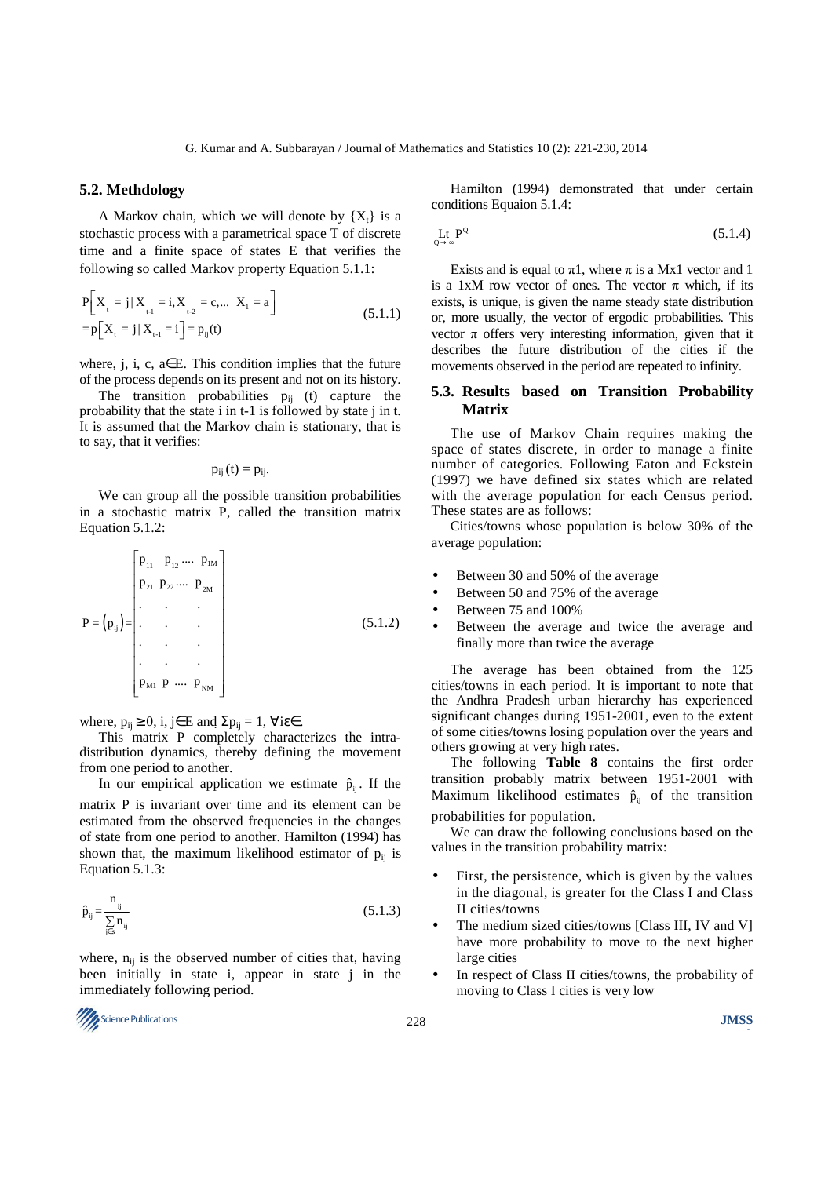## 5.2. Methdology

A Markov chain, which we will denote by $\{X_t\}$ is a stochastic process with a parametrical space T of discrete time and a finite space of states E that verifies the following so called Markov property Equation 5.1.1:

$$P\left[X_t = j \mid X_{t-1} = i, X_{t-2} = c, \ldots X_1 = a\right] = p\left[X_t = j \mid X_{t-1} = i\right] = p_{ij}(t) \tag{5.1.1}$$

where, j, i, c, a∈E. This condition implies that the future of the process depends on its present and not on its history.

The transition probabilities $p_{ij}$ (t) capture the probability that the state i in t-1 is followed by state j in t. It is assumed that the Markov chain is stationary, that is to say, that it verifies:

$$p_{ij}(t) = p_{ij}.$$

We can group all the possible transition probabilities in a stochastic matrix P, called the transition matrix Equation 5.1.2:

$$P = (p_{ij}) = \begin{bmatrix} p_{11} & p_{12} \ldots & p_{1M} \\ p_{21} & p_{22} \ldots & p_{2M} \\ . & . & . \\ . & . & . \\ . & . & . \\ . & . & . \\ p_{M1} & p \ldots & p_{NM} \end{bmatrix} \tag{5.1.2}$$

where, $p_{ij} \geq 0$, i, j∈E and $\Sigma p_{ij} = 1$, ∀i∈E.

This matrix P completely characterizes the intra-distribution dynamics, thereby defining the movement from one period to another.

In our empirical application we estimate $\hat{p}_{ij}$. If the matrix P is invariant over time and its element can be estimated from the observed frequencies in the changes of state from one period to another. Hamilton (1994) has shown that, the maximum likelihood estimator of $p_{ij}$ is Equation 5.1.3:

$$\hat{p}_{ij} = \frac{n_{ij}}{\sum_{j \in S} n_{ij}} \tag{5.1.3}$$

where, $n_{ij}$ is the observed number of cities that, having been initially in state i, appear in state j in the immediately following period.

Hamilton (1994) demonstrated that under certain conditions Equaion 5.1.4:

$$\underset{Q \to \infty}{\text{Lt}}\, P^Q \tag{5.1.4}$$

Exists and is equal to π1, where π is a Mx1 vector and 1 is a 1xM row vector of ones. The vector π which, if its exists, is unique, is given the name steady state distribution or, more usually, the vector of ergodic probabilities. This vector π offers very interesting information, given that it describes the future distribution of the cities if the movements observed in the period are repeated to infinity.

## 5.3. Results based on Transition Probability Matrix

The use of Markov Chain requires making the space of states discrete, in order to manage a finite number of categories. Following Eaton and Eckstein (1997) we have defined six states which are related with the average population for each Census period. These states are as follows:

Cities/towns whose population is below 30% of the average population:

- Between 30 and 50% of the average
- Between 50 and 75% of the average
- Between 75 and 100%
- Between the average and twice the average and finally more than twice the average

The average has been obtained from the 125 cities/towns in each period. It is important to note that the Andhra Pradesh urban hierarchy has experienced significant changes during 1951-2001, even to the extent of some cities/towns losing population over the years and others growing at very high rates.

The following **Table 8** contains the first order transition probably matrix between 1951-2001 with Maximum likelihood estimates $\hat{p}_{ij}$ of the transition probabilities for population.

We can draw the following conclusions based on the values in the transition probability matrix:

- First, the persistence, which is given by the values in the diagonal, is greater for the Class I and Class II cities/towns
- The medium sized cities/towns [Class III, IV and V] have more probability to move to the next higher large cities
- In respect of Class II cities/towns, the probability of moving to Class I cities is very low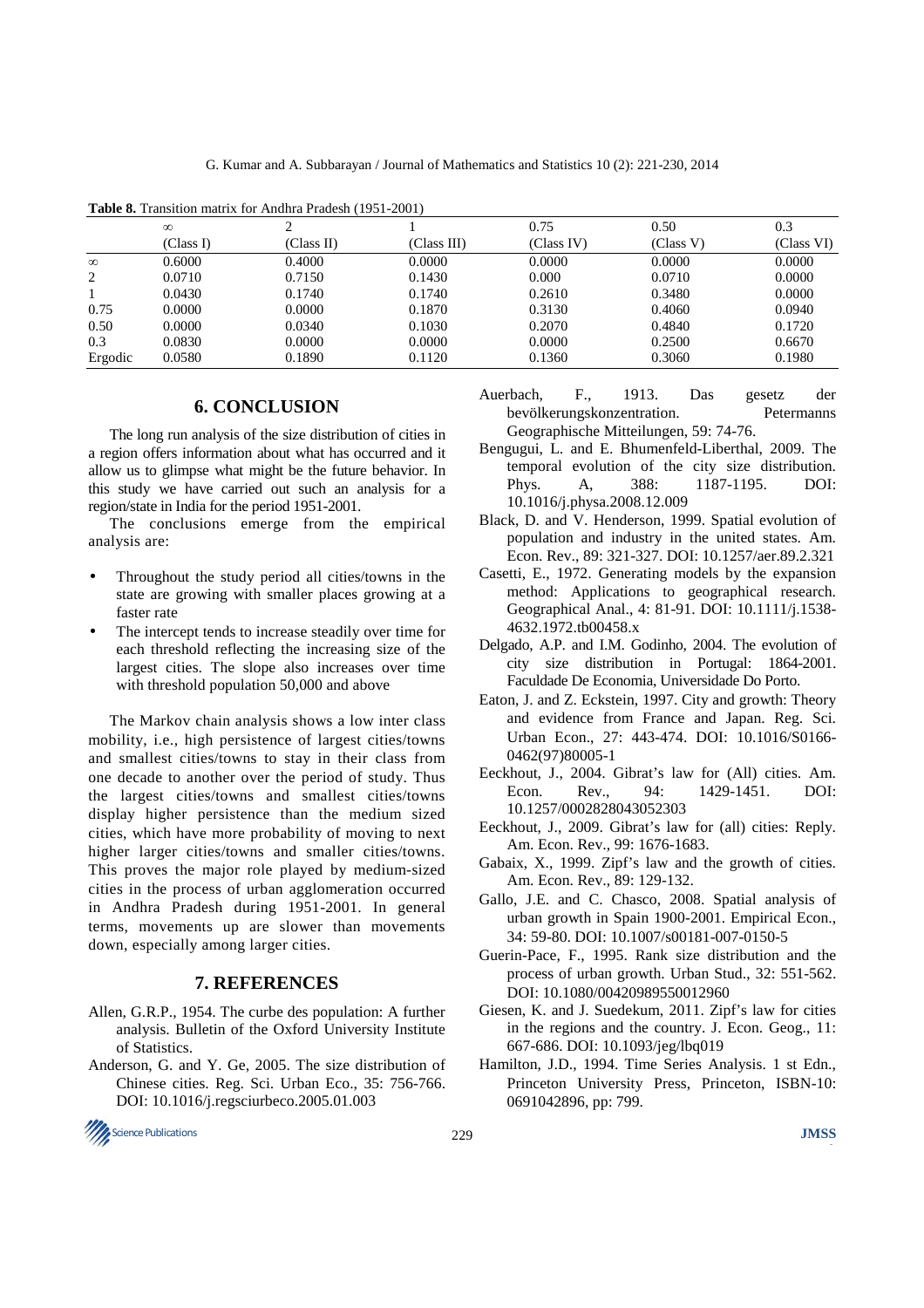**Table 8.** Transition matrix for Andhra Pradesh (1951-2001)

| | $\infty$ (Class I) | 2 (Class II) | 1 (Class III) | 0.75 (Class IV) | 0.50 (Class V) | 0.3 (Class VI) |
|---|---|---|---|---|---|---|
| $\infty$ | 0.6000 | 0.4000 | 0.0000 | 0.0000 | 0.0000 | 0.0000 |
| 2 | 0.0710 | 0.7150 | 0.1430 | 0.000 | 0.0710 | 0.0000 |
| 1 | 0.0430 | 0.1740 | 0.1740 | 0.2610 | 0.3480 | 0.0000 |
| 0.75 | 0.0000 | 0.0000 | 0.1870 | 0.3130 | 0.4060 | 0.0940 |
| 0.50 | 0.0000 | 0.0340 | 0.1030 | 0.2070 | 0.4840 | 0.1720 |
| 0.3 | 0.0830 | 0.0000 | 0.0000 | 0.0000 | 0.2500 | 0.6670 |
| Ergodic | 0.0580 | 0.1890 | 0.1120 | 0.1360 | 0.3060 | 0.1980 |

## 6. CONCLUSION

The long run analysis of the size distribution of cities in a region offers information about what has occurred and it allow us to glimpse what might be the future behavior. In this study we have carried out such an analysis for a region/state in India for the period 1951-2001.

The conclusions emerge from the empirical analysis are:

- Throughout the study period all cities/towns in the state are growing with smaller places growing at a faster rate
- The intercept tends to increase steadily over time for each threshold reflecting the increasing size of the largest cities. The slope also increases over time with threshold population 50,000 and above

The Markov chain analysis shows a low inter class mobility, i.e., high persistence of largest cities/towns and smallest cities/towns to stay in their class from one decade to another over the period of study. Thus the largest cities/towns and smallest cities/towns display higher persistence than the medium sized cities, which have more probability of moving to next higher larger cities/towns and smaller cities/towns. This proves the major role played by medium-sized cities in the process of urban agglomeration occurred in Andhra Pradesh during 1951-2001. In general terms, movements up are slower than movements down, especially among larger cities.

## 7. REFERENCES

Allen, G.R.P., 1954. The curbe des population: A further analysis. Bulletin of the Oxford University Institute of Statistics.

Anderson, G. and Y. Ge, 2005. The size distribution of Chinese cities. Reg. Sci. Urban Eco., 35: 756-766. DOI: 10.1016/j.regsciurbeco.2005.01.003

Auerbach, F., 1913. Das gesetz der bevölkerungskonzentration. Petermanns Geographische Mitteilungen, 59: 74-76.

Bengugui, L. and E. Bhumenfeld-Liberthal, 2009. The temporal evolution of the city size distribution. Phys. A, 388: 1187-1195. DOI: 10.1016/j.physa.2008.12.009

Black, D. and V. Henderson, 1999. Spatial evolution of population and industry in the united states. Am. Econ. Rev., 89: 321-327. DOI: 10.1257/aer.89.2.321

Casetti, E., 1972. Generating models by the expansion method: Applications to geographical research. Geographical Anal., 4: 81-91. DOI: 10.1111/j.1538-4632.1972.tb00458.x

Delgado, A.P. and I.M. Godinho, 2004. The evolution of city size distribution in Portugal: 1864-2001. Faculdade De Economia, Universidade Do Porto.

Eaton, J. and Z. Eckstein, 1997. City and growth: Theory and evidence from France and Japan. Reg. Sci. Urban Econ., 27: 443-474. DOI: 10.1016/S0166-0462(97)80005-1

Eeckhout, J., 2004. Gibrat's law for (All) cities. Am. Econ. Rev., 94: 1429-1451. DOI: 10.1257/0002828043052303

Eeckhout, J., 2009. Gibrat's law for (all) cities: Reply. Am. Econ. Rev., 99: 1676-1683.

Gabaix, X., 1999. Zipf's law and the growth of cities. Am. Econ. Rev., 89: 129-132.

Gallo, J.E. and C. Chasco, 2008. Spatial analysis of urban growth in Spain 1900-2001. Empirical Econ., 34: 59-80. DOI: 10.1007/s00181-007-0150-5

Guerin-Pace, F., 1995. Rank size distribution and the process of urban growth. Urban Stud., 32: 551-562. DOI: 10.1080/00420989550012960

Giesen, K. and J. Suedekum, 2011. Zipf's law for cities in the regions and the country. J. Econ. Geog., 11: 667-686. DOI: 10.1093/jeg/lbq019

Hamilton, J.D., 1994. Time Series Analysis. 1 st Edn., Princeton University Press, Princeton, ISBN-10: 0691042896, pp: 799.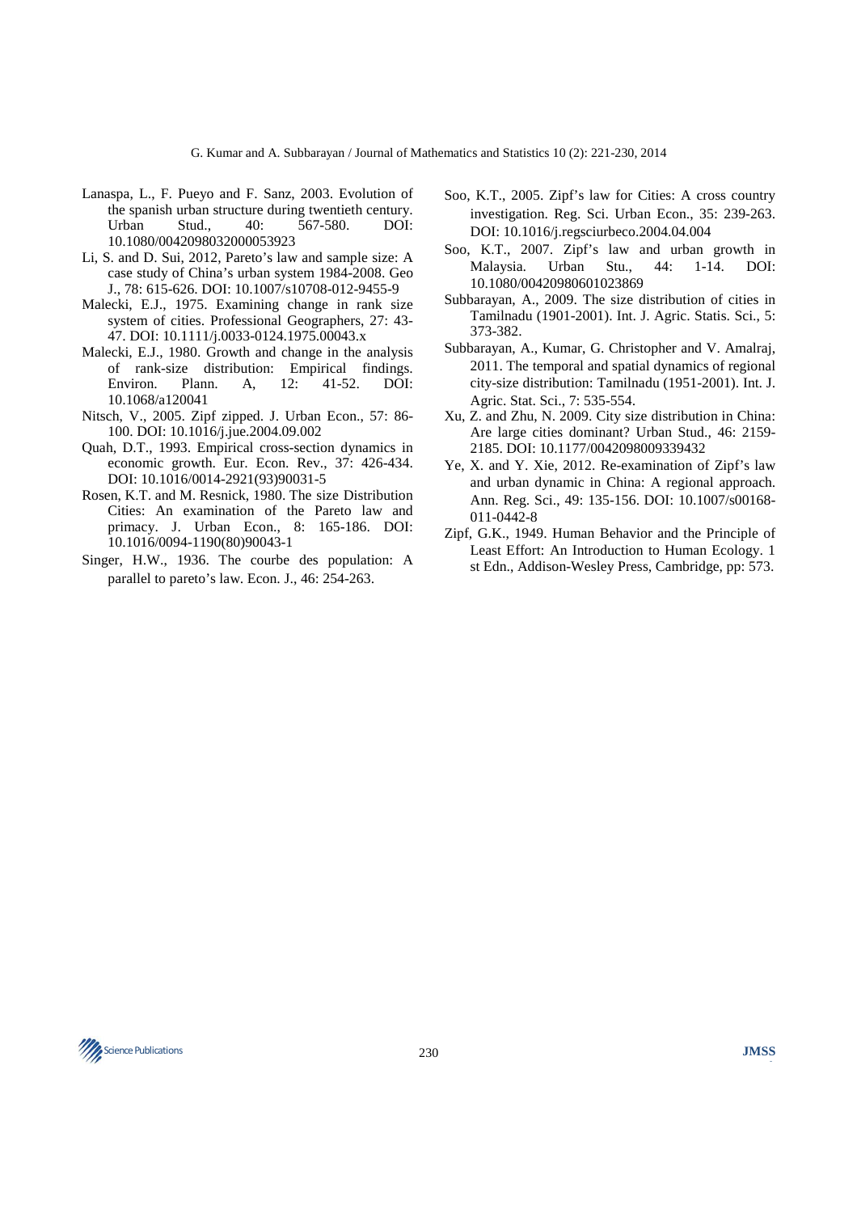Lanaspa, L., F. Pueyo and F. Sanz, 2003. Evolution of the spanish urban structure during twentieth century. Urban Stud., 40: 567-580. DOI: 10.1080/0042098032000053923

Li, S. and D. Sui, 2012, Pareto's law and sample size: A case study of China's urban system 1984-2008. Geo J., 78: 615-626. DOI: 10.1007/s10708-012-9455-9

Malecki, E.J., 1975. Examining change in rank size system of cities. Professional Geographers, 27: 43-47. DOI: 10.1111/j.0033-0124.1975.00043.x

Malecki, E.J., 1980. Growth and change in the analysis of rank-size distribution: Empirical findings. Environ. Plann. A, 12: 41-52. DOI: 10.1068/a120041

Nitsch, V., 2005. Zipf zipped. J. Urban Econ., 57: 86-100. DOI: 10.1016/j.jue.2004.09.002

Quah, D.T., 1993. Empirical cross-section dynamics in economic growth. Eur. Econ. Rev., 37: 426-434. DOI: 10.1016/0014-2921(93)90031-5

Rosen, K.T. and M. Resnick, 1980. The size Distribution Cities: An examination of the Pareto law and primacy. J. Urban Econ., 8: 165-186. DOI: 10.1016/0094-1190(80)90043-1

Singer, H.W., 1936. The courbe des population: A parallel to pareto's law. Econ. J., 46: 254-263.

Soo, K.T., 2005. Zipf's law for Cities: A cross country investigation. Reg. Sci. Urban Econ., 35: 239-263. DOI: 10.1016/j.regsciurbeco.2004.04.004

Soo, K.T., 2007. Zipf's law and urban growth in Malaysia. Urban Stu., 44: 1-14. DOI: 10.1080/00420980601023869

Subbarayan, A., 2009. The size distribution of cities in Tamilnadu (1901-2001). Int. J. Agric. Statis. Sci., 5: 373-382.

Subbarayan, A., Kumar, G. Christopher and V. Amalraj, 2011. The temporal and spatial dynamics of regional city-size distribution: Tamilnadu (1951-2001). Int. J. Agric. Stat. Sci., 7: 535-554.

Xu, Z. and Zhu, N. 2009. City size distribution in China: Are large cities dominant? Urban Stud., 46: 2159-2185. DOI: 10.1177/0042098009339432

Ye, X. and Y. Xie, 2012. Re-examination of Zipf's law and urban dynamic in China: A regional approach. Ann. Reg. Sci., 49: 135-156. DOI: 10.1007/s00168-011-0442-8

Zipf, G.K., 1949. Human Behavior and the Principle of Least Effort: An Introduction to Human Ecology. 1 st Edn., Addison-Wesley Press, Cambridge, pp: 573.